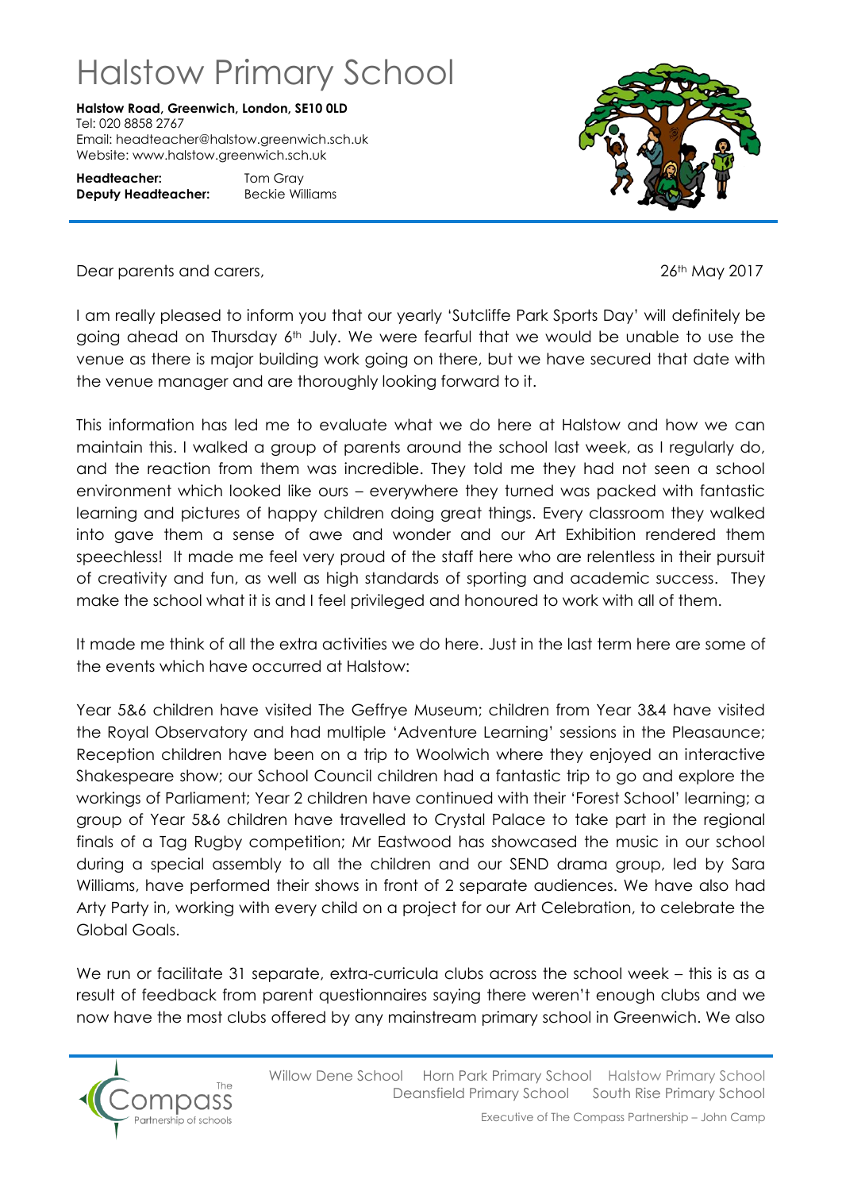# Halstow Primary School

**Halstow Road, Greenwich, London, SE10 0LD**
Tel: 020 8858 2767
Email: headteacher@halstow.greenwich.sch.uk
Website: www.halstow.greenwich.sch.uk

**Headteacher:** Tom Gray
**Deputy Headteacher:** Beckie Williams

Dear parents and carers,

26th May 2017

I am really pleased to inform you that our yearly 'Sutcliffe Park Sports Day' will definitely be going ahead on Thursday 6th July. We were fearful that we would be unable to use the venue as there is major building work going on there, but we have secured that date with the venue manager and are thoroughly looking forward to it.

This information has led me to evaluate what we do here at Halstow and how we can maintain this. I walked a group of parents around the school last week, as I regularly do, and the reaction from them was incredible. They told me they had not seen a school environment which looked like ours – everywhere they turned was packed with fantastic learning and pictures of happy children doing great things. Every classroom they walked into gave them a sense of awe and wonder and our Art Exhibition rendered them speechless! It made me feel very proud of the staff here who are relentless in their pursuit of creativity and fun, as well as high standards of sporting and academic success. They make the school what it is and I feel privileged and honoured to work with all of them.

It made me think of all the extra activities we do here. Just in the last term here are some of the events which have occurred at Halstow:

Year 5&6 children have visited The Geffrye Museum; children from Year 3&4 have visited the Royal Observatory and had multiple 'Adventure Learning' sessions in the Pleasaunce; Reception children have been on a trip to Woolwich where they enjoyed an interactive Shakespeare show; our School Council children had a fantastic trip to go and explore the workings of Parliament; Year 2 children have continued with their 'Forest School' learning; a group of Year 5&6 children have travelled to Crystal Palace to take part in the regional finals of a Tag Rugby competition; Mr Eastwood has showcased the music in our school during a special assembly to all the children and our SEND drama group, led by Sara Williams, have performed their shows in front of 2 separate audiences. We have also had Arty Party in, working with every child on a project for our Art Celebration, to celebrate the Global Goals.

We run or facilitate 31 separate, extra-curricula clubs across the school week – this is as a result of feedback from parent questionnaires saying there weren't enough clubs and we now have the most clubs offered by any mainstream primary school in Greenwich. We also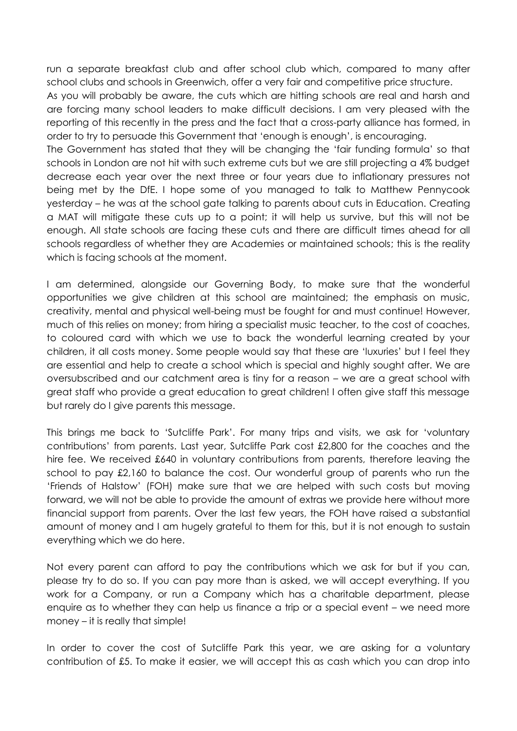run a separate breakfast club and after school club which, compared to many after school clubs and schools in Greenwich, offer a very fair and competitive price structure.
As you will probably be aware, the cuts which are hitting schools are real and harsh and are forcing many school leaders to make difficult decisions. I am very pleased with the reporting of this recently in the press and the fact that a cross-party alliance has formed, in order to try to persuade this Government that 'enough is enough', is encouraging.
The Government has stated that they will be changing the 'fair funding formula' so that schools in London are not hit with such extreme cuts but we are still projecting a 4% budget decrease each year over the next three or four years due to inflationary pressures not being met by the DfE. I hope some of you managed to talk to Matthew Pennycook yesterday – he was at the school gate talking to parents about cuts in Education. Creating a MAT will mitigate these cuts up to a point; it will help us survive, but this will not be enough. All state schools are facing these cuts and there are difficult times ahead for all schools regardless of whether they are Academies or maintained schools; this is the reality which is facing schools at the moment.

I am determined, alongside our Governing Body, to make sure that the wonderful opportunities we give children at this school are maintained; the emphasis on music, creativity, mental and physical well-being must be fought for and must continue! However, much of this relies on money; from hiring a specialist music teacher, to the cost of coaches, to coloured card with which we use to back the wonderful learning created by your children, it all costs money. Some people would say that these are 'luxuries' but I feel they are essential and help to create a school which is special and highly sought after. We are oversubscribed and our catchment area is tiny for a reason – we are a great school with great staff who provide a great education to great children! I often give staff this message but rarely do I give parents this message.

This brings me back to 'Sutcliffe Park'. For many trips and visits, we ask for 'voluntary contributions' from parents. Last year, Sutcliffe Park cost £2,800 for the coaches and the hire fee. We received £640 in voluntary contributions from parents, therefore leaving the school to pay £2,160 to balance the cost. Our wonderful group of parents who run the 'Friends of Halstow' (FOH) make sure that we are helped with such costs but moving forward, we will not be able to provide the amount of extras we provide here without more financial support from parents. Over the last few years, the FOH have raised a substantial amount of money and I am hugely grateful to them for this, but it is not enough to sustain everything which we do here.

Not every parent can afford to pay the contributions which we ask for but if you can, please try to do so. If you can pay more than is asked, we will accept everything. If you work for a Company, or run a Company which has a charitable department, please enquire as to whether they can help us finance a trip or a special event – we need more money – it is really that simple!

In order to cover the cost of Sutcliffe Park this year, we are asking for a voluntary contribution of £5. To make it easier, we will accept this as cash which you can drop into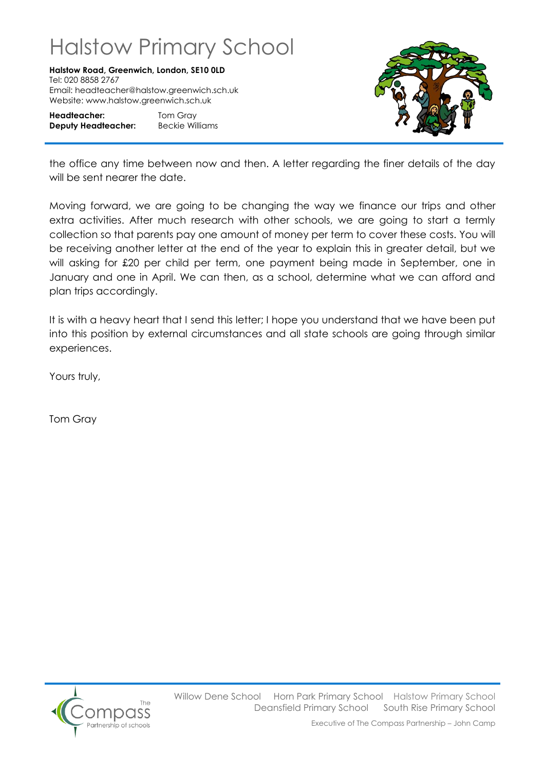# Halstow Primary School

**Halstow Road, Greenwich, London, SE10 0LD**
Tel: 020 8858 2767
Email: headteacher@halstow.greenwich.sch.uk
Website: www.halstow.greenwich.sch.uk

**Headteacher:** Tom Gray
**Deputy Headteacher:** Beckie Williams

the office any time between now and then. A letter regarding the finer details of the day will be sent nearer the date.

Moving forward, we are going to be changing the way we finance our trips and other extra activities. After much research with other schools, we are going to start a termly collection so that parents pay one amount of money per term to cover these costs. You will be receiving another letter at the end of the year to explain this in greater detail, but we will asking for £20 per child per term, one payment being made in September, one in January and one in April. We can then, as a school, determine what we can afford and plan trips accordingly.

It is with a heavy heart that I send this letter; I hope you understand that we have been put into this position by external circumstances and all state schools are going through similar experiences.

Yours truly,

Tom Gray

The Compass Partnership of schools

Willow Dene School Horn Park Primary School Halstow Primary School Deansfield Primary School South Rise Primary School

Executive of The Compass Partnership – John Camp